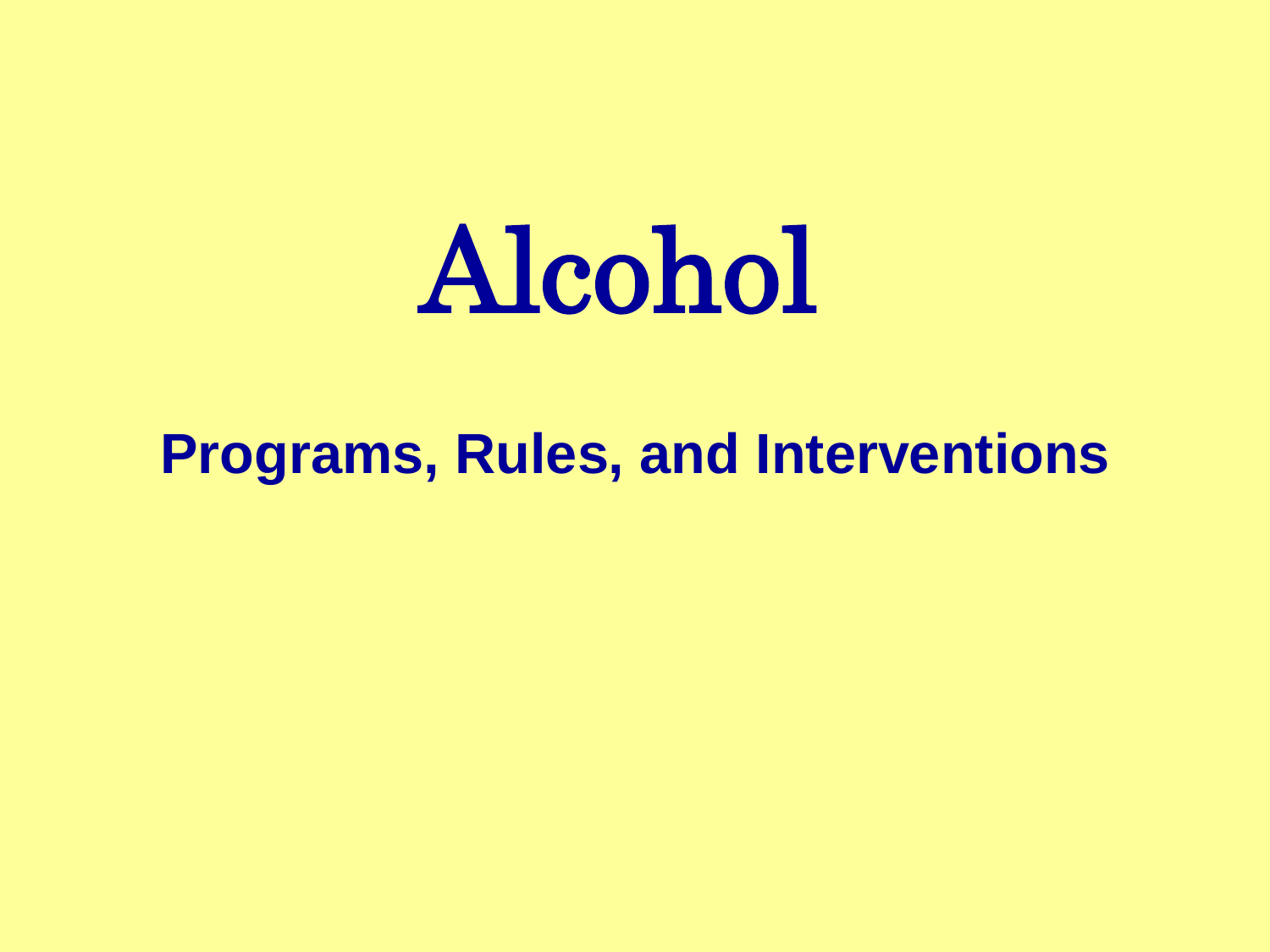# Alcohol

## Programs, Rules, and Interventions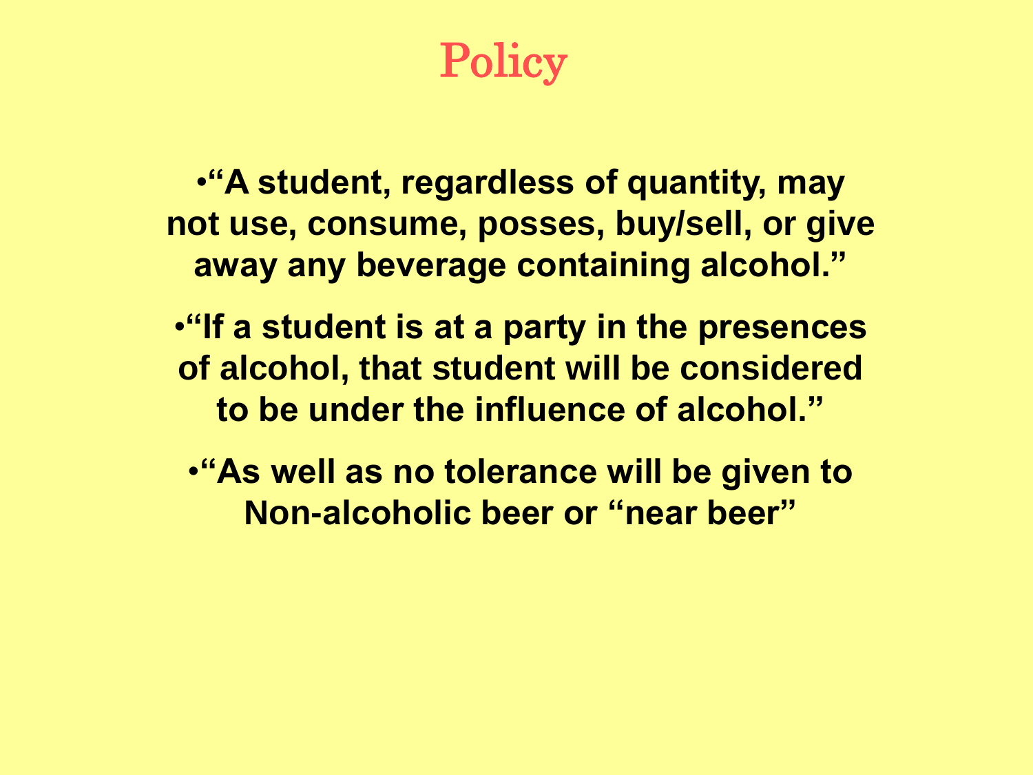# Policy

- **"A student, regardless of quantity, may not use, consume, posses, buy/sell, or give away any beverage containing alcohol."**
- **"If a student is at a party in the presences of alcohol, that student will be considered to be under the influence of alcohol."**
- **"As well as no tolerance will be given to Non-alcoholic beer or "near beer"**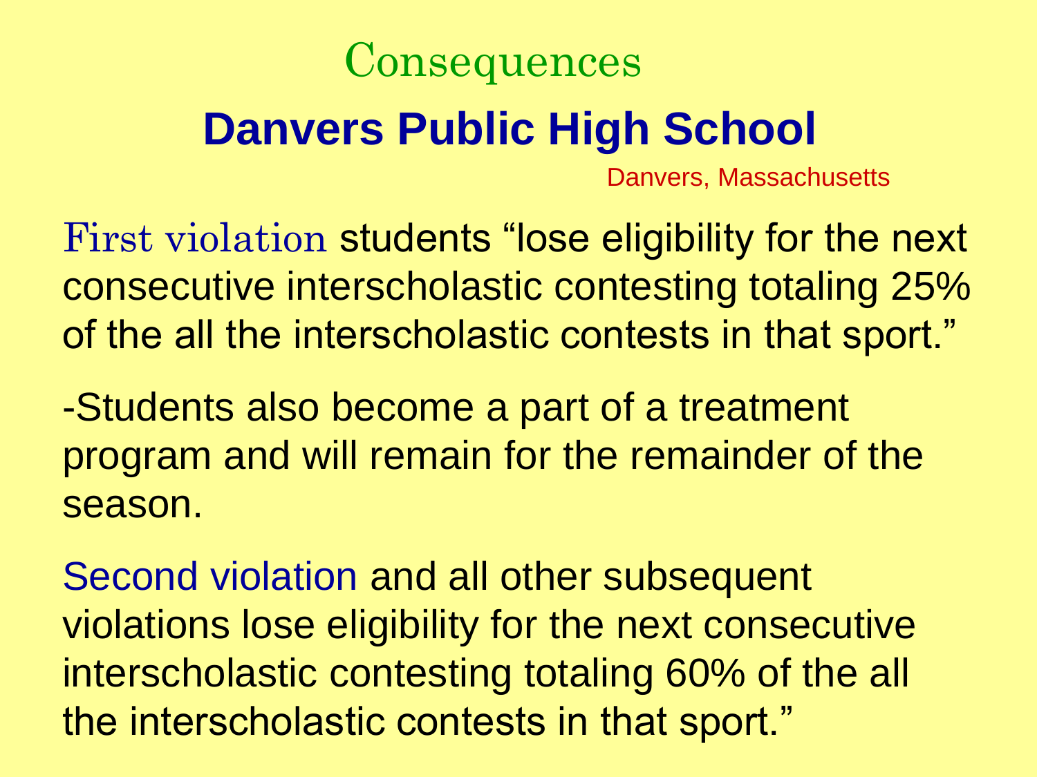# Consequences

## Danvers Public High School

Danvers, Massachusetts

First violation students “lose eligibility for the next consecutive interscholastic contesting totaling 25% of the all the interscholastic contests in that sport.”

-Students also become a part of a treatment program and will remain for the remainder of the season.

Second violation and all other subsequent violations lose eligibility for the next consecutive interscholastic contesting totaling 60% of the all the interscholastic contests in that sport.”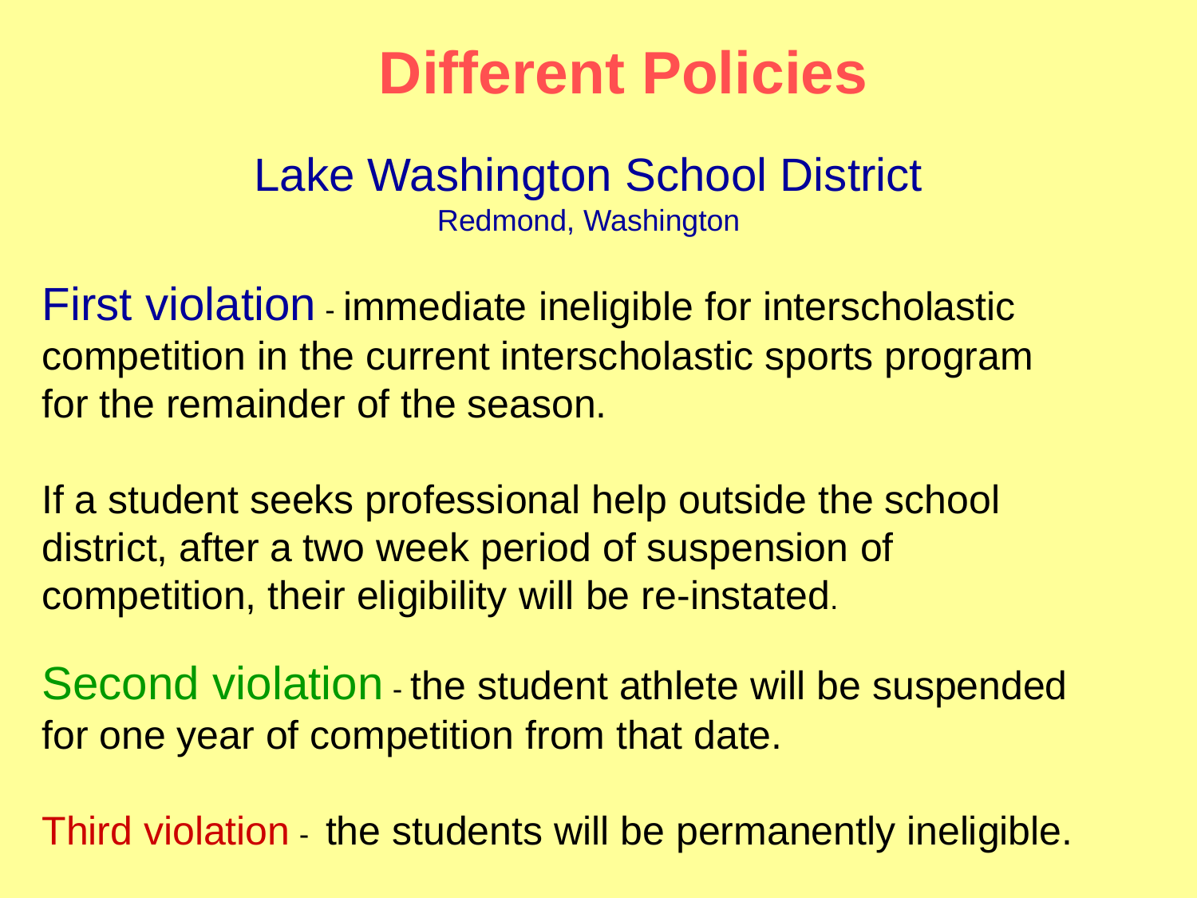# Different Policies

## Lake Washington School District

Redmond, Washington

**First violation** - immediate ineligible for interscholastic competition in the current interscholastic sports program for the remainder of the season.

If a student seeks professional help outside the school district, after a two week period of suspension of competition, their eligibility will be re-instated.

**Second violation** - the student athlete will be suspended for one year of competition from that date.

**Third violation** - the students will be permanently ineligible.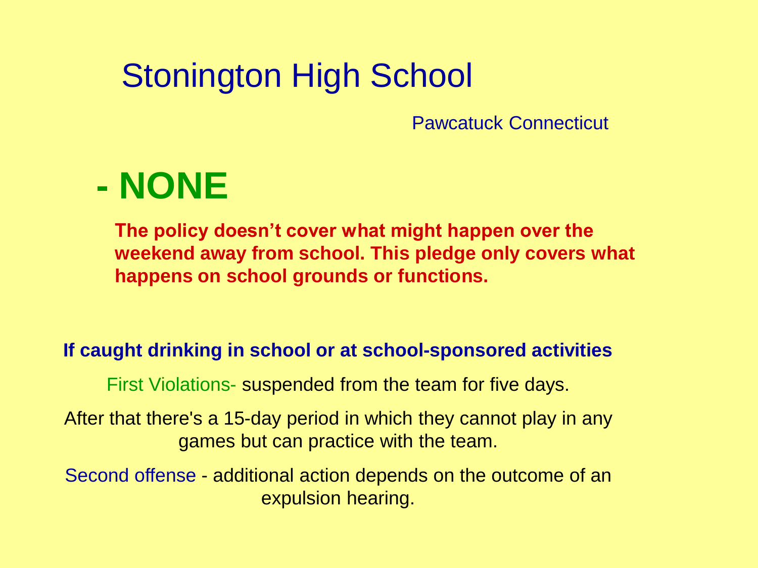# Stonington High School

Pawcatuck Connecticut

## - NONE

**The policy doesn't cover what might happen over the weekend away from school. This pledge only covers what happens on school grounds or functions.**

**If caught drinking in school or at school-sponsored activities**

First Violations- suspended from the team for five days.

After that there's a 15-day period in which they cannot play in any games but can practice with the team.

Second offense - additional action depends on the outcome of an expulsion hearing.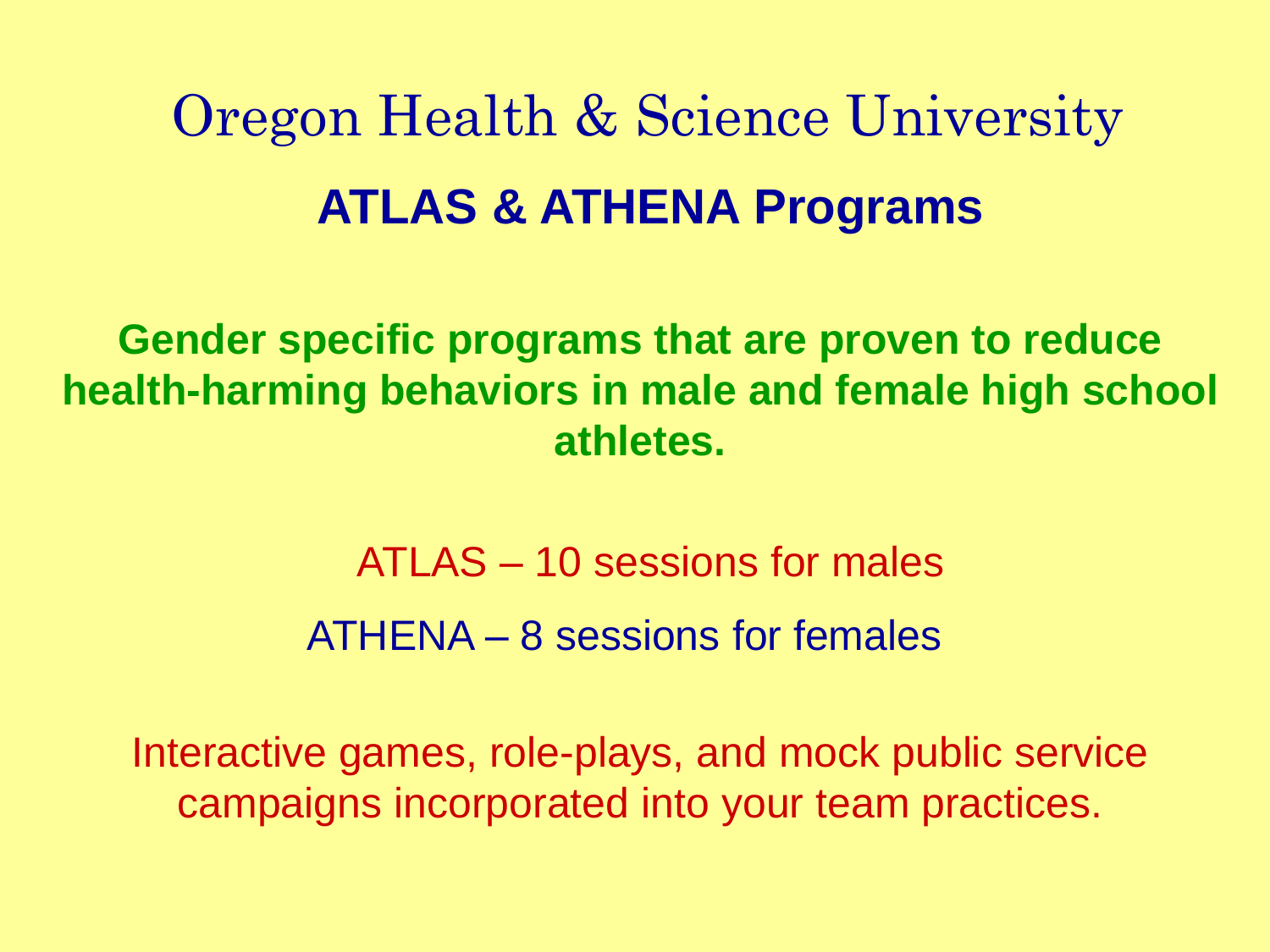# Oregon Health & Science University

## ATLAS & ATHENA Programs

**Gender specific programs that are proven to reduce health-harming behaviors in male and female high school athletes.**

ATLAS – 10 sessions for males

ATHENA – 8 sessions for females

Interactive games, role-plays, and mock public service campaigns incorporated into your team practices.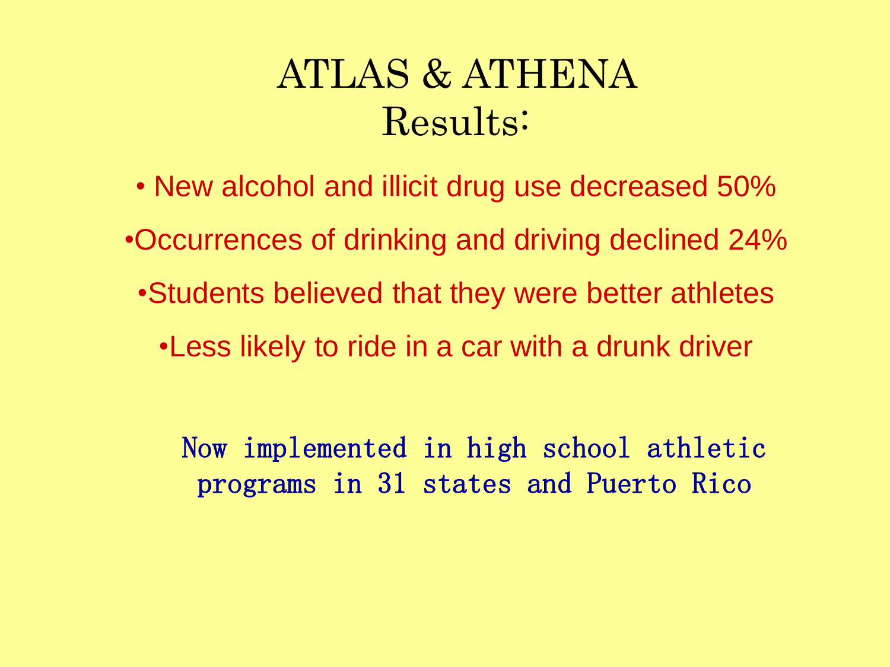# ATLAS & ATHENA Results:

- New alcohol and illicit drug use decreased 50%
- Occurrences of drinking and driving declined 24%
- Students believed that they were better athletes
- Less likely to ride in a car with a drunk driver

Now implemented in high school athletic programs in 31 states and Puerto Rico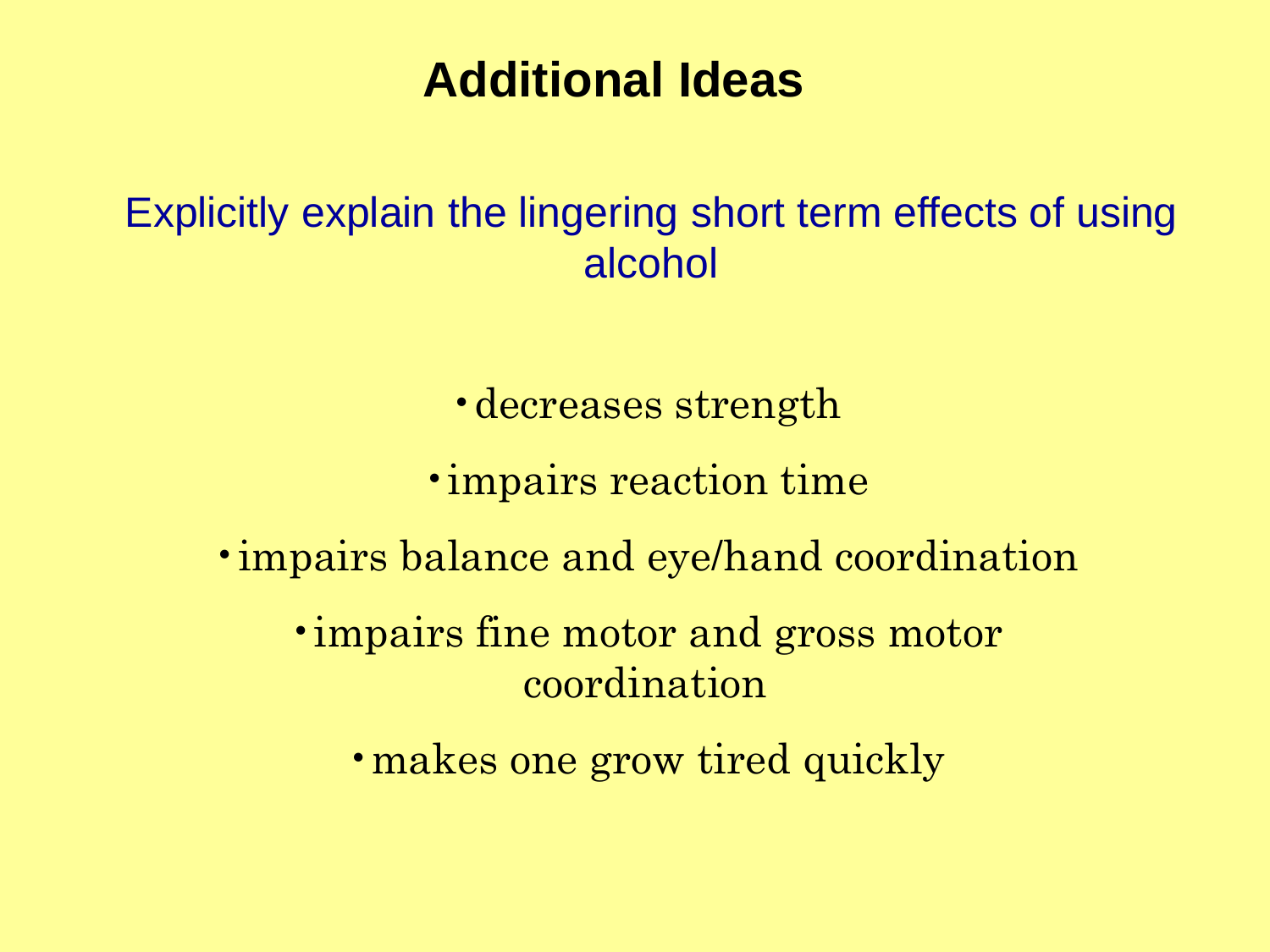# Additional Ideas

Explicitly explain the lingering short term effects of using alcohol

- decreases strength
- impairs reaction time
- impairs balance and eye/hand coordination
- impairs fine motor and gross motor coordination
- makes one grow tired quickly